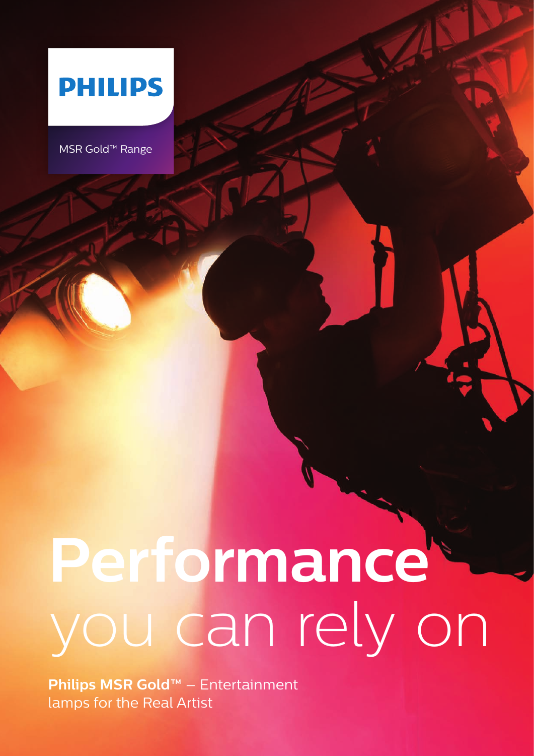PHILIPS

MSR Gold™ Range

# Performance you can rely on

**Philips MSR Gold™** – Entertainment lamps for the Real Artist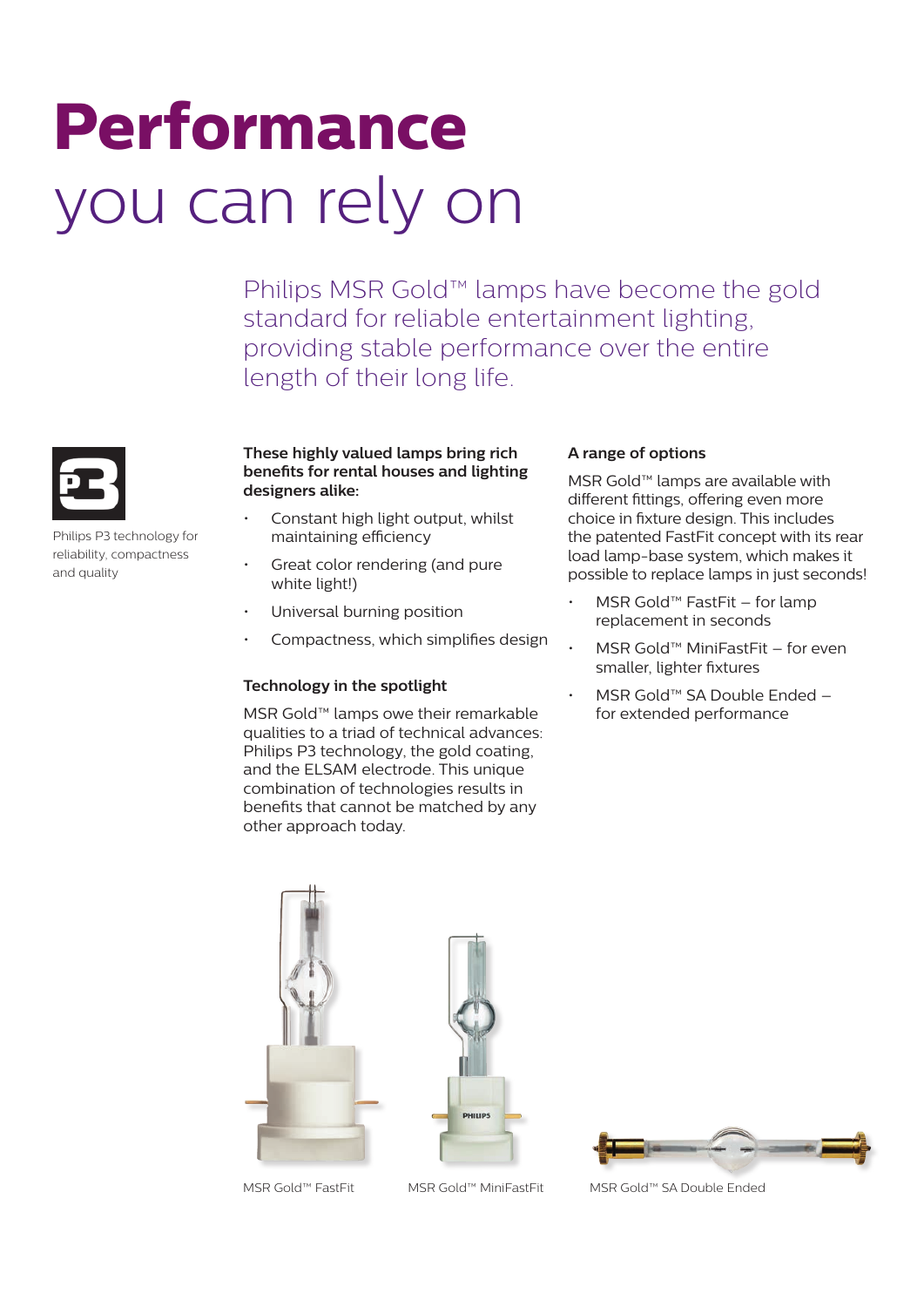# **Performance** you can rely on

Philips MSR Gold™ lamps have become the gold standard for reliable entertainment lighting, providing stable performance over the entire length of their long life.

Philips P3 technology for reliability, compactness and quality

**These highly valued lamps bring rich benefits for rental houses and lighting designers alike:**

- Constant high light output, whilst maintaining efficiency
- Great color rendering (and pure white light!)
- Universal burning position
- Compactness, which simplifies design

### Technology in the spotlight

MSR Gold™ lamps owe their remarkable qualities to a triad of technical advances: Philips P3 technology, the gold coating, and the ELSAM electrode. This unique combination of technologies results in benefits that cannot be matched by any other approach today.

### A range of options

MSR Gold™ lamps are available with different fittings, offering even more choice in fixture design. This includes the patented FastFit concept with its rear load lamp-base system, which makes it possible to replace lamps in just seconds!

- MSR Gold™ FastFit – for lamp replacement in seconds
- MSR Gold™ MiniFastFit – for even smaller, lighter fixtures
- MSR Gold™ SA Double Ended – for extended performance

MSR Gold™ FastFit

MSR Gold™ MiniFastFit

MSR Gold™ SA Double Ended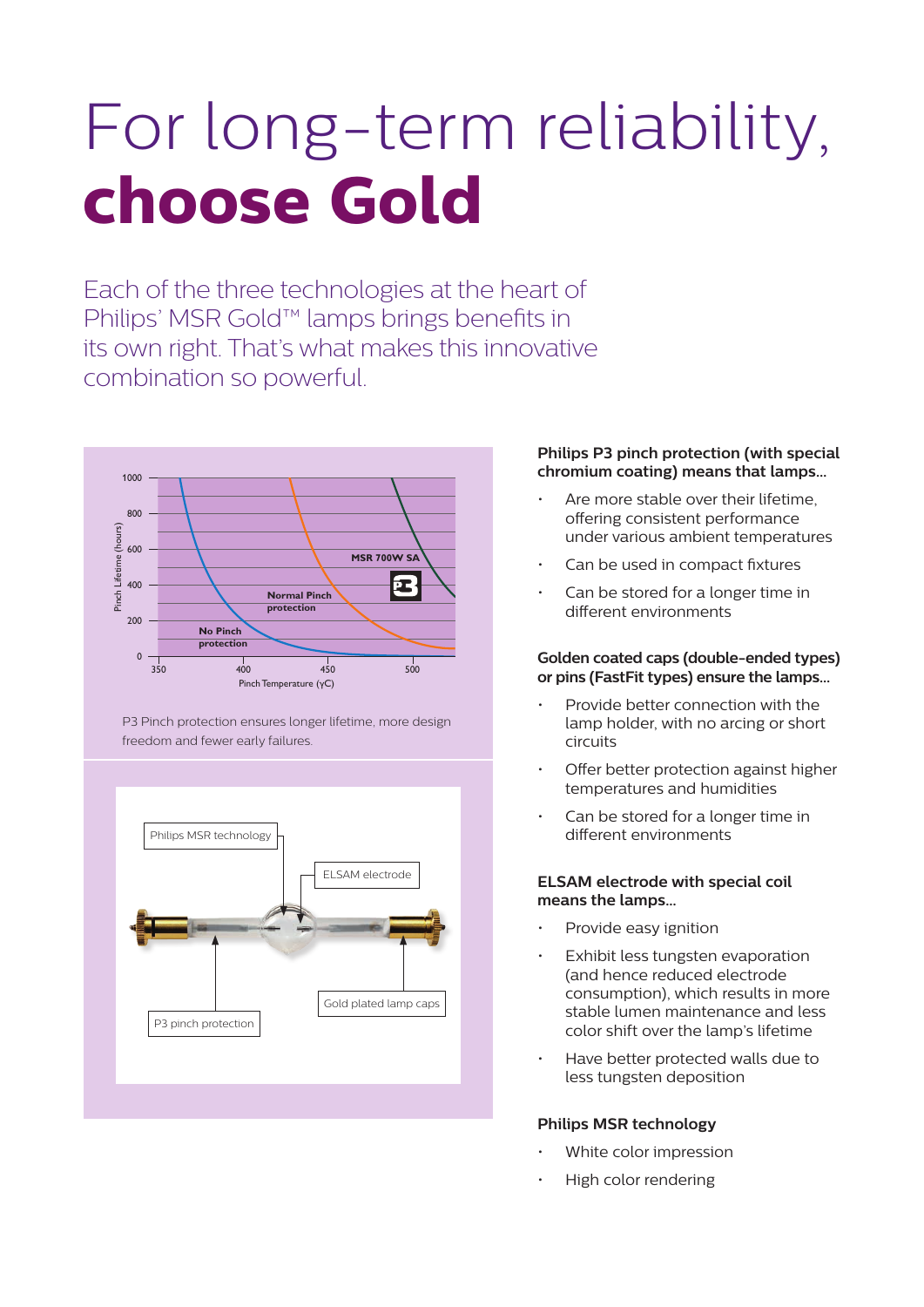# For long-term reliability, **choose Gold**

Each of the three technologies at the heart of Philips' MSR Gold™ lamps brings benefits in its own right. That's what makes this innovative combination so powerful.

P3 Pinch protection ensures longer lifetime, more design freedom and fewer early failures.

#### Philips P3 pinch protection (with special chromium coating) means that lamps...

- Are more stable over their lifetime, offering consistent performance under various ambient temperatures
- Can be used in compact fixtures
- Can be stored for a longer time in different environments

#### Golden coated caps (double-ended types) or pins (FastFit types) ensure the lamps...

- Provide better connection with the lamp holder, with no arcing or short circuits
- Offer better protection against higher temperatures and humidities
- Can be stored for a longer time in different environments

#### ELSAM electrode with special coil means the lamps...

- Provide easy ignition
- Exhibit less tungsten evaporation (and hence reduced electrode consumption), which results in more stable lumen maintenance and less color shift over the lamp's lifetime
- Have better protected walls due to less tungsten deposition

#### Philips MSR technology

- White color impression
- High color rendering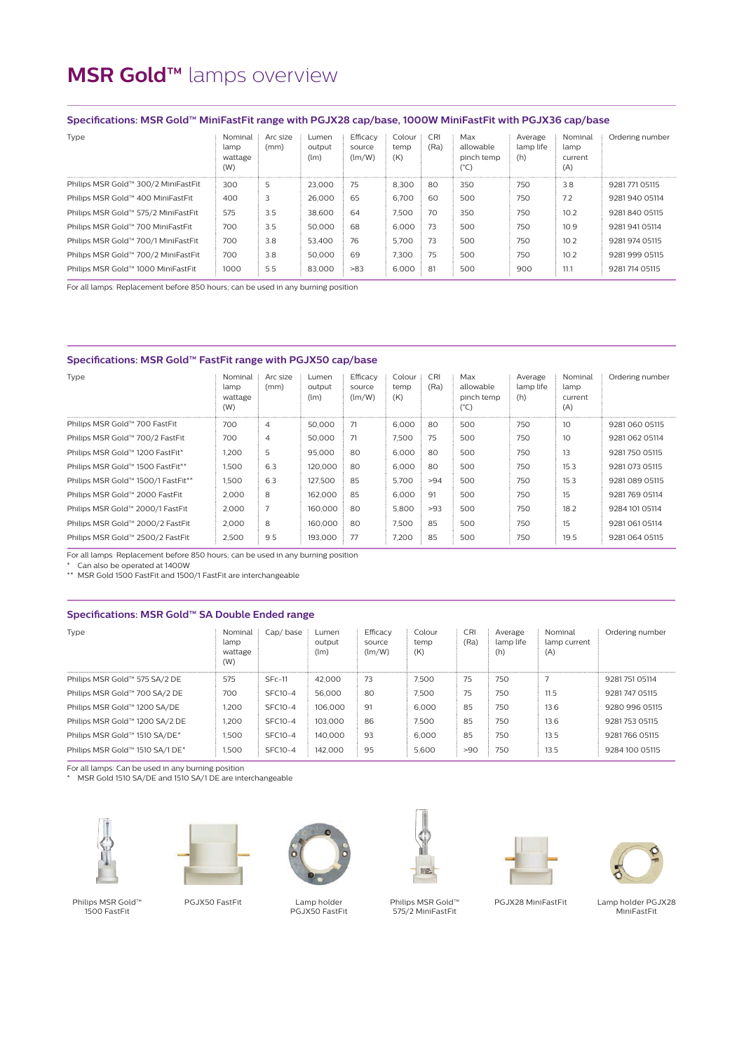# MSR Gold™ lamps overview

## Specifications: MSR Gold™ MiniFastFit range with PGJX28 cap/base, 1000W MiniFastFit with PGJX36 cap/base

| Type | Nominal lamp wattage (W) | Arc size (mm) | Lumen output (lm) | Efficacy source (lm/W) | Colour temp (K) | CRI (Ra) | Max allowable pinch temp (°C) | Average lamp life (h) | Nominal lamp current (A) | Ordering number |
|---|---|---|---|---|---|---|---|---|---|---|
| Philips MSR Gold™ 300/2 MiniFastFit | 300 | 5 | 23,000 | 75 | 8,300 | 80 | 350 | 750 | 3.8 | 9281 771 05115 |
| Philips MSR Gold™ 400 MiniFastFit | 400 | 3 | 26,000 | 65 | 6,700 | 60 | 500 | 750 | 7.2 | 9281 940 05114 |
| Philips MSR Gold™ 575/2 MiniFastFit | 575 | 3.5 | 38,600 | 64 | 7,500 | 70 | 350 | 750 | 10.2 | 9281 840 05115 |
| Philips MSR Gold™ 700 MiniFastFit | 700 | 3.5 | 50,000 | 68 | 6,000 | 73 | 500 | 750 | 10.9 | 9281 941 05114 |
| Philips MSR Gold™ 700/1 MiniFastFit | 700 | 3.8 | 53,400 | 76 | 5,700 | 73 | 500 | 750 | 10.2 | 9281 974 05115 |
| Philips MSR Gold™ 700/2 MiniFastFit | 700 | 3.8 | 50,000 | 69 | 7,300 | 75 | 500 | 750 | 10.2 | 9281 999 05115 |
| Philips MSR Gold™ 1000 MiniFastFit | 1000 | 5.5 | 83,000 | >83 | 6,000 | 81 | 500 | 900 | 11.1 | 9281 714 05115 |

For all lamps: Replacement before 850 hours; can be used in any burning position

## Specifications: MSR Gold™ FastFit range with PGJX50 cap/base

| Type | Nominal lamp wattage (W) | Arc size (mm) | Lumen output (lm) | Efficacy source (lm/W) | Colour temp (K) | CRI (Ra) | Max allowable pinch temp (°C) | Average lamp life (h) | Nominal lamp current (A) | Ordering number |
|---|---|---|---|---|---|---|---|---|---|---|
| Philips MSR Gold™ 700 FastFit | 700 | 4 | 50,000 | 71 | 6,000 | 80 | 500 | 750 | 10 | 9281 060 05115 |
| Philips MSR Gold™ 700/2 FastFit | 700 | 4 | 50,000 | 71 | 7,500 | 75 | 500 | 750 | 10 | 9281 062 05114 |
| Philips MSR Gold™ 1200 FastFit* | 1,200 | 5 | 95,000 | 80 | 6,000 | 80 | 500 | 750 | 13 | 9281 750 05115 |
| Philips MSR Gold™ 1500 FastFit** | 1,500 | 6.3 | 120,000 | 80 | 6,000 | 80 | 500 | 750 | 15.3 | 9281 073 05115 |
| Philips MSR Gold™ 1500/1 FastFit** | 1,500 | 6.3 | 127,500 | 85 | 5,700 | >94 | 500 | 750 | 15.3 | 9281 089 05115 |
| Philips MSR Gold™ 2000 FastFit | 2,000 | 8 | 162,000 | 85 | 6,000 | 91 | 500 | 750 | 15 | 9281 769 05114 |
| Philips MSR Gold™ 2000/1 FastFit | 2,000 | 7 | 160,000 | 80 | 5,800 | >93 | 500 | 750 | 18.2 | 9284 101 05114 |
| Philips MSR Gold™ 2000/2 FastFit | 2,000 | 8 | 160,000 | 80 | 7,500 | 85 | 500 | 750 | 15 | 9281 061 05114 |
| Philips MSR Gold™ 2500/2 FastFit | 2,500 | 9.5 | 193,000 | 77 | 7,200 | 85 | 500 | 750 | 19.5 | 9281 064 05115 |

For all lamps: Replacement before 850 hours; can be used in any burning position
\* Can also be operated at 1400W
\*\* MSR Gold 1500 FastFit and 1500/1 FastFit are interchangeable

## Specifications: MSR Gold™ SA Double Ended range

| Type | Nominal lamp wattage (W) | Cap/ base | Lumen output (lm) | Efficacy source (lm/W) | Colour temp (K) | CRI (Ra) | Average lamp life (h) | Nominal lamp current (A) | Ordering number |
|---|---|---|---|---|---|---|---|---|---|
| Philips MSR Gold™ 575 SA/2 DE | 575 | SFc-11 | 42,000 | 73 | 7,500 | 75 | 750 | 7 | 9281 751 05114 |
| Philips MSR Gold™ 700 SA/2 DE | 700 | SFC10-4 | 56,000 | 80 | 7,500 | 75 | 750 | 11.5 | 9281 747 05115 |
| Philips MSR Gold™ 1200 SA/DE | 1,200 | SFC10-4 | 106,000 | 91 | 6,000 | 85 | 750 | 13.6 | 9280 996 05115 |
| Philips MSR Gold™ 1200 SA/2 DE | 1,200 | SFC10-4 | 103,000 | 86 | 7,500 | 85 | 750 | 13.6 | 9281 753 05115 |
| Philips MSR Gold™ 1510 SA/DE* | 1,500 | SFC10-4 | 140,000 | 93 | 6,000 | 85 | 750 | 13.5 | 9281 766 05115 |
| Philips MSR Gold™ 1510 SA/1 DE* | 1,500 | SFC10-4 | 142,000 | 95 | 5,600 | >90 | 750 | 13.5 | 9284 100 05115 |

For all lamps: Can be used in any burning position
\* MSR Gold 1510 SA/DE and 1510 SA/1 DE are interchangeable

Philips MSR Gold™ 1500 FastFit

PGJX50 FastFit

Lamp holder PGJX50 FastFit

Philips MSR Gold™ 575/2 MiniFastFit

PGJX28 MiniFastFit

Lamp holder PGJX28 MiniFastFit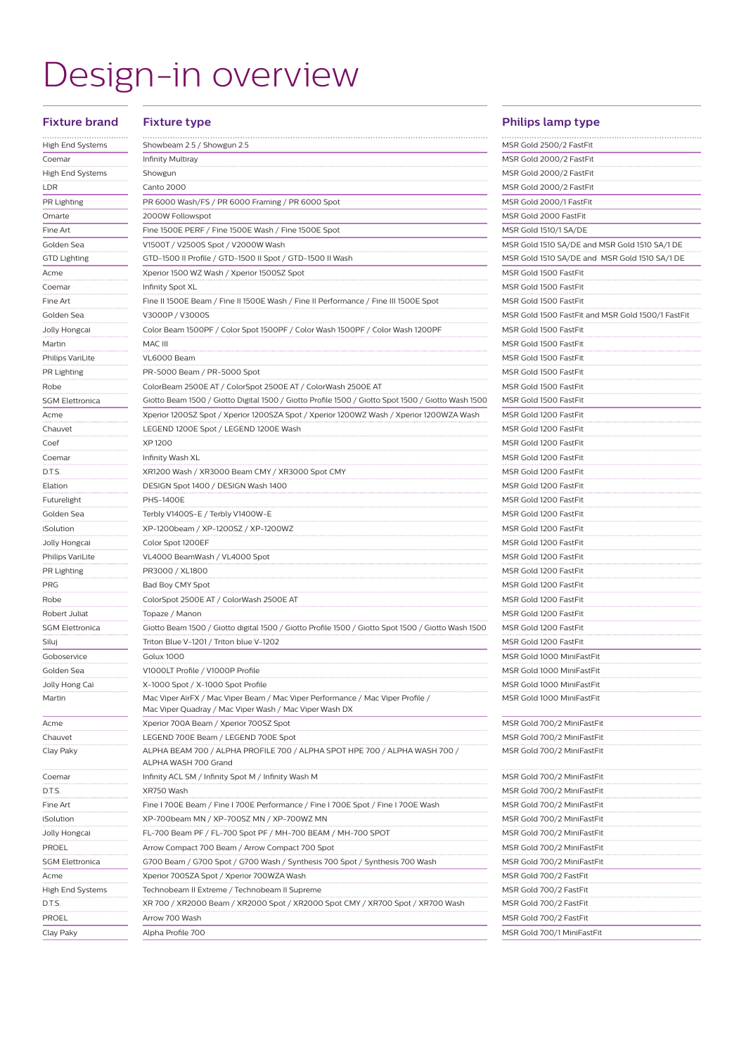# Design-in overview

| Fixture brand | Fixture type | Philips lamp type |
|---|---|---|
| High End Systems | Showbeam 2.5 / Showgun 2.5 | MSR Gold 2500/2 FastFit |
| Coemar | Infinity Multiray | MSR Gold 2000/2 FastFit |
| High End Systems | Showgun | MSR Gold 2000/2 FastFit |
| LDR | Canto 2000 | MSR Gold 2000/2 FastFit |
| PR Lighting | PR 6000 Wash/FS / PR 6000 Framing / PR 6000 Spot | MSR Gold 2000/1 FastFit |
| Omarte | 2000W Followspot | MSR Gold 2000 FastFit |
| Fine Art | Fine 1500E PERF / Fine 1500E Wash / Fine 1500E Spot | MSR Gold 1510/1 SA/DE |
| Golden Sea | V1500T / V2500S Spot / V2000W Wash | MSR Gold 1510 SA/DE and MSR Gold 1510 SA/1 DE |
| GTD Lighting | GTD-1500 II Profile / GTD-1500 II Spot / GTD-1500 II Wash | MSR Gold 1510 SA/DE and MSR Gold 1510 SA/1 DE |
| Acme | Xperior 1500 WZ Wash / Xperior 1500SZ Spot | MSR Gold 1500 FastFit |
| Coemar | Infinity Spot XL | MSR Gold 1500 FastFit |
| Fine Art | Fine II 1500E Beam / Fine II 1500E Wash / Fine II Performance / Fine III 1500E Spot | MSR Gold 1500 FastFit |
| Golden Sea | V3000P / V3000S | MSR Gold 1500 FastFit and MSR Gold 1500/1 FastFit |
| Jolly Hongcai | Color Beam 1500PF / Color Spot 1500PF / Color Wash 1500PF / Color Wash 1200PF | MSR Gold 1500 FastFit |
| Martin | MAC III | MSR Gold 1500 FastFit |
| Philips VariLite | VL6000 Beam | MSR Gold 1500 FastFit |
| PR Lighting | PR-5000 Beam / PR-5000 Spot | MSR Gold 1500 FastFit |
| Robe | ColorBeam 2500E AT / ColorSpot 2500E AT / ColorWash 2500E AT | MSR Gold 1500 FastFit |
| SGM Elettronica | Giotto Beam 1500 / Giotto Digital 1500 / Giotto Profile 1500 / Giotto Spot 1500 / Giotto Wash 1500 | MSR Gold 1500 FastFit |
| Acme | Xperior 1200SZ Spot / Xperior 1200SZA Spot / Xperior 1200WZ Wash / Xperior 1200WZA Wash | MSR Gold 1200 FastFit |
| Chauvet | LEGEND 1200E Spot / LEGEND 1200E Wash | MSR Gold 1200 FastFit |
| Coef | XP 1200 | MSR Gold 1200 FastFit |
| Coemar | Infinity Wash XL | MSR Gold 1200 FastFit |
| D.T.S. | XR1200 Wash / XR3000 Beam CMY / XR3000 Spot CMY | MSR Gold 1200 FastFit |
| Elation | DESIGN Spot 1400 / DESIGN Wash 1400 | MSR Gold 1200 FastFit |
| Futurelight | PHS-1400E | MSR Gold 1200 FastFit |
| Golden Sea | Terbly V1400S-E / Terbly V1400W-E | MSR Gold 1200 FastFit |
| iSolution | XP-1200beam / XP-1200SZ / XP-1200WZ | MSR Gold 1200 FastFit |
| Jolly Hongcai | Color Spot 1200EF | MSR Gold 1200 FastFit |
| Philips VariLite | VL4000 BeamWash / VL4000 Spot | MSR Gold 1200 FastFit |
| PR Lighting | PR3000 / XL1800 | MSR Gold 1200 FastFit |
| PRG | Bad Boy CMY Spot | MSR Gold 1200 FastFit |
| Robe | ColorSpot 2500E AT / ColorWash 2500E AT | MSR Gold 1200 FastFit |
| Robert Juliat | Topaze / Manon | MSR Gold 1200 FastFit |
| SGM Elettronica | Giotto Beam 1500 / Giotto digital 1500 / Giotto Profile 1500 / Giotto Spot 1500 / Giotto Wash 1500 | MSR Gold 1200 FastFit |
| Siluj | Triton Blue V-1201 / Triton blue V-1202 | MSR Gold 1200 FastFit |
| Goboservice | Golux 1000 | MSR Gold 1000 MiniFastFit |
| Golden Sea | V1000LT Profile / V1000P Profile | MSR Gold 1000 MiniFastFit |
| Jolly Hong Cai | X-1000 Spot / X-1000 Spot Profile | MSR Gold 1000 MiniFastFit |
| Martin | Mac Viper AirFX / Mac Viper Beam / Mac Viper Performance / Mac Viper Profile / Mac Viper Quadray / Mac Viper Wash / Mac Viper Wash DX | MSR Gold 1000 MiniFastFit |
| Acme | Xperior 700A Beam / Xperior 700SZ Spot | MSR Gold 700/2 MiniFastFit |
| Chauvet | LEGEND 700E Beam / LEGEND 700E Spot | MSR Gold 700/2 MiniFastFit |
| Clay Paky | ALPHA BEAM 700 / ALPHA PROFILE 700 / ALPHA SPOT HPE 700 / ALPHA WASH 700 / ALPHA WASH 700 Grand | MSR Gold 700/2 MiniFastFit |
| Coemar | Infinity ACL SM / Infinity Spot M / Infinity Wash M | MSR Gold 700/2 MiniFastFit |
| D.T.S. | XR750 Wash | MSR Gold 700/2 MiniFastFit |
| Fine Art | Fine I 700E Beam / Fine I 700E Performance / Fine I 700E Spot / Fine I 700E Wash | MSR Gold 700/2 MiniFastFit |
| iSolution | XP-700beam MN / XP-700SZ MN / XP-700WZ MN | MSR Gold 700/2 MiniFastFit |
| Jolly Hongcai | FL-700 Beam PF / FL-700 Spot PF / MH-700 BEAM / MH-700 SPOT | MSR Gold 700/2 MiniFastFit |
| PROEL | Arrow Compact 700 Beam / Arrow Compact 700 Spot | MSR Gold 700/2 MiniFastFit |
| SGM Elettronica | G700 Beam / G700 Spot / G700 Wash / Synthesis 700 Spot / Synthesis 700 Wash | MSR Gold 700/2 MiniFastFit |
| Acme | Xperior 700SZA Spot / Xperior 700WZA Wash | MSR Gold 700/2 FastFit |
| High End Systems | Technobeam II Extreme / Technobeam II Supreme | MSR Gold 700/2 FastFit |
| D.T.S. | XR 700 / XR2000 Beam / XR2000 Spot / XR2000 Spot CMY / XR700 Spot / XR700 Wash | MSR Gold 700/2 FastFit |
| PROEL | Arrow 700 Wash | MSR Gold 700/2 FastFit |
| Clay Paky | Alpha Profile 700 | MSR Gold 700/1 MiniFastFit |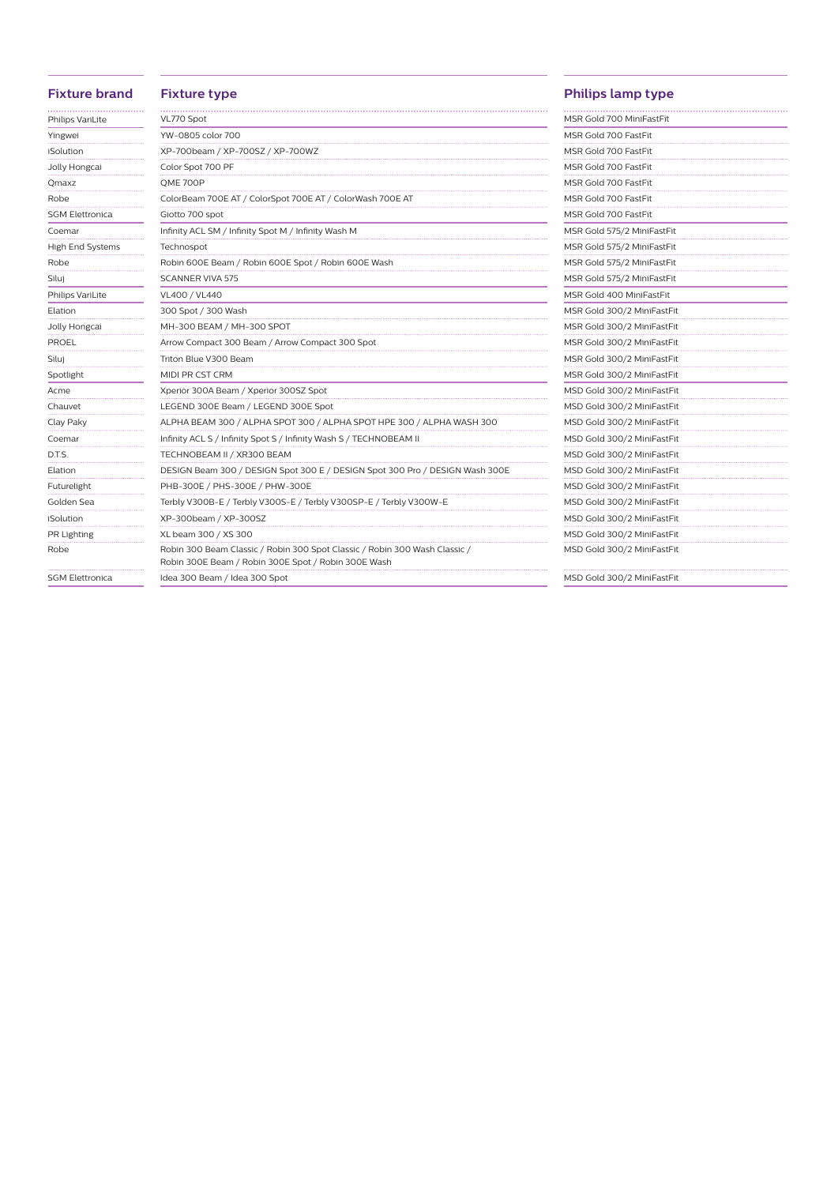| Fixture brand | Fixture type | Philips lamp type |
|---|---|---|
| Philips VariLite | VL770 Spot | MSR Gold 700 MiniFastFit |
| Yingwei | YW-0805 color 700 | MSR Gold 700 FastFit |
| iSolution | XP-700beam / XP-700SZ / XP-700WZ | MSR Gold 700 FastFit |
| Jolly Hongcai | Color Spot 700 PF | MSR Gold 700 FastFit |
| Qmaxz | QME 700P | MSR Gold 700 FastFit |
| Robe | ColorBeam 700E AT / ColorSpot 700E AT / ColorWash 700E AT | MSR Gold 700 FastFit |
| SGM Elettronica | Giotto 700 spot | MSR Gold 700 FastFit |
| Coemar | Infinity ACL SM / Infinity Spot M / Infinity Wash M | MSR Gold 575/2 MiniFastFit |
| High End Systems | Technospot | MSR Gold 575/2 MiniFastFit |
| Robe | Robin 600E Beam / Robin 600E Spot / Robin 600E Wash | MSR Gold 575/2 MiniFastFit |
| Siluj | SCANNER VIVA 575 | MSR Gold 575/2 MiniFastFit |
| Philips VariLite | VL400 / VL440 | MSR Gold 400 MiniFastFit |
| Elation | 300 Spot / 300 Wash | MSR Gold 300/2 MiniFastFit |
| Jolly Hongcai | MH-300 BEAM / MH-300 SPOT | MSR Gold 300/2 MiniFastFit |
| PROEL | Arrow Compact 300 Beam / Arrow Compact 300 Spot | MSR Gold 300/2 MiniFastFit |
| Siluj | Triton Blue V300 Beam | MSR Gold 300/2 MiniFastFit |
| Spotlight | MIDI PR CST CRM | MSR Gold 300/2 MiniFastFit |
| Acme | Xperior 300A Beam / Xperior 300SZ Spot | MSD Gold 300/2 MiniFastFit |
| Chauvet | LEGEND 300E Beam / LEGEND 300E Spot | MSD Gold 300/2 MiniFastFit |
| Clay Paky | ALPHA BEAM 300 / ALPHA SPOT 300 / ALPHA SPOT HPE 300 / ALPHA WASH 300 | MSD Gold 300/2 MiniFastFit |
| Coemar | Infinity ACL S / Infinity Spot S / Infinity Wash S / TECHNOBEAM II | MSD Gold 300/2 MiniFastFit |
| D.T.S. | TECHNOBEAM II / XR300 BEAM | MSD Gold 300/2 MiniFastFit |
| Elation | DESIGN Beam 300 / DESIGN Spot 300 E / DESIGN Spot 300 Pro / DESIGN Wash 300E | MSD Gold 300/2 MiniFastFit |
| Futurelight | PHB-300E / PHS-300E / PHW-300E | MSD Gold 300/2 MiniFastFit |
| Golden Sea | Terbly V300B-E / Terbly V300S-E / Terbly V300SP-E / Terbly V300W-E | MSD Gold 300/2 MiniFastFit |
| iSolution | XP-300beam / XP-300SZ | MSD Gold 300/2 MiniFastFit |
| PR Lighting | XL beam 300 / XS 300 | MSD Gold 300/2 MiniFastFit |
| Robe | Robin 300 Beam Classic / Robin 300 Spot Classic / Robin 300 Wash Classic / Robin 300E Beam / Robin 300E Spot / Robin 300E Wash | MSD Gold 300/2 MiniFastFit |
| SGM Elettronica | Idea 300 Beam / Idea 300 Spot | MSD Gold 300/2 MiniFastFit |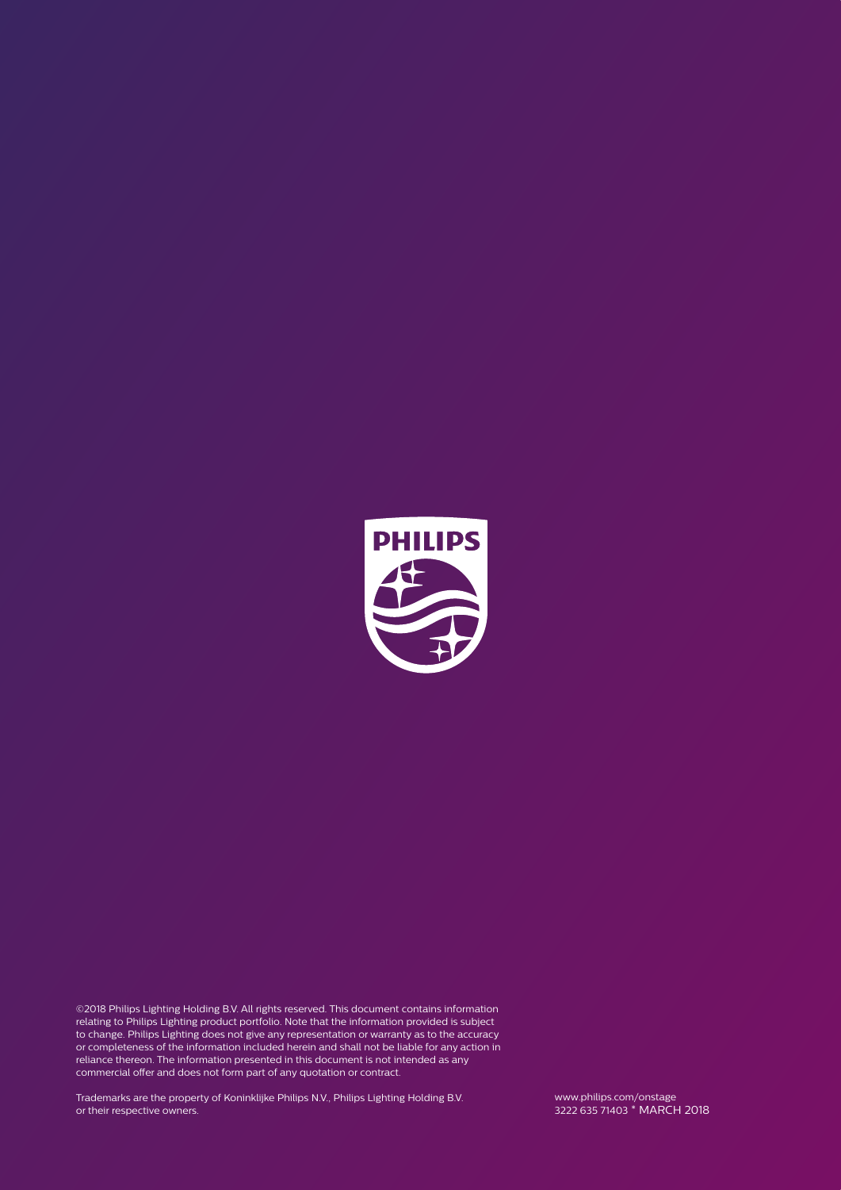©2018 Philips Lighting Holding B.V. All rights reserved. This document contains information relating to Philips Lighting product portfolio. Note that the information provided is subject to change. Philips Lighting does not give any representation or warranty as to the accuracy or completeness of the information included herein and shall not be liable for any action in reliance thereon. The information presented in this document is not intended as any commercial offer and does not form part of any quotation or contract.

Trademarks are the property of Koninklijke Philips N.V., Philips Lighting Holding B.V. or their respective owners.

www.philips.com/onstage
3222 635 71403 * MARCH 2018